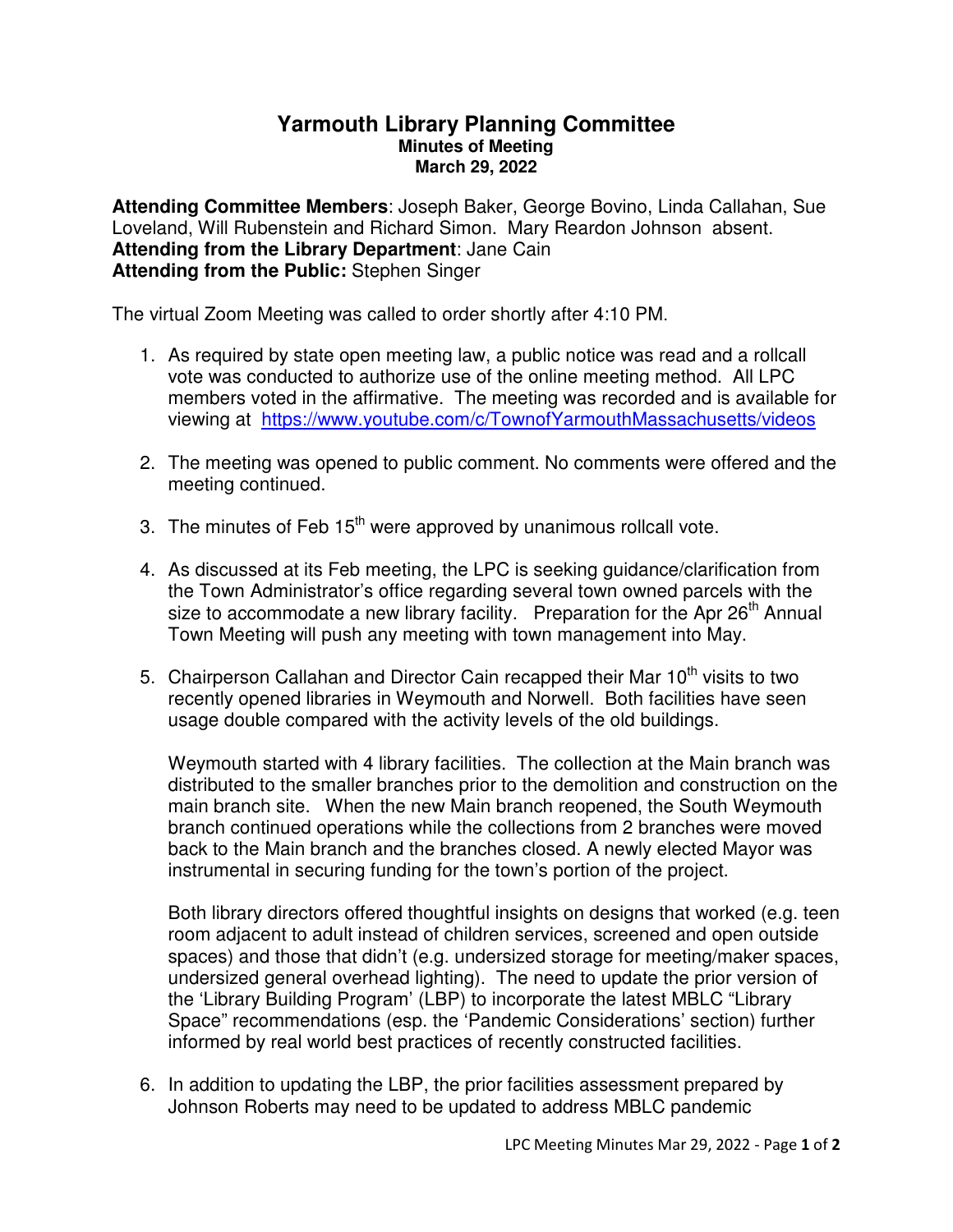# Yarmouth Library Planning Committee

**Minutes of Meeting**
**March 29, 2022**

**Attending Committee Members**: Joseph Baker, George Bovino, Linda Callahan, Sue Loveland, Will Rubenstein and Richard Simon. Mary Reardon Johnson absent.
**Attending from the Library Department**: Jane Cain
**Attending from the Public:** Stephen Singer

The virtual Zoom Meeting was called to order shortly after 4:10 PM.

1. As required by state open meeting law, a public notice was read and a rollcall vote was conducted to authorize use of the online meeting method. All LPC members voted in the affirmative. The meeting was recorded and is available for viewing at https://www.youtube.com/c/TownofYarmouthMassachusetts/videos

2. The meeting was opened to public comment. No comments were offered and the meeting continued.

3. The minutes of Feb 15th were approved by unanimous rollcall vote.

4. As discussed at its Feb meeting, the LPC is seeking guidance/clarification from the Town Administrator's office regarding several town owned parcels with the size to accommodate a new library facility. Preparation for the Apr 26th Annual Town Meeting will push any meeting with town management into May.

5. Chairperson Callahan and Director Cain recapped their Mar 10th visits to two recently opened libraries in Weymouth and Norwell. Both facilities have seen usage double compared with the activity levels of the old buildings.

   Weymouth started with 4 library facilities. The collection at the Main branch was distributed to the smaller branches prior to the demolition and construction on the main branch site. When the new Main branch reopened, the South Weymouth branch continued operations while the collections from 2 branches were moved back to the Main branch and the branches closed. A newly elected Mayor was instrumental in securing funding for the town's portion of the project.

   Both library directors offered thoughtful insights on designs that worked (e.g. teen room adjacent to adult instead of children services, screened and open outside spaces) and those that didn't (e.g. undersized storage for meeting/maker spaces, undersized general overhead lighting). The need to update the prior version of the 'Library Building Program' (LBP) to incorporate the latest MBLC "Library Space" recommendations (esp. the 'Pandemic Considerations' section) further informed by real world best practices of recently constructed facilities.

6. In addition to updating the LBP, the prior facilities assessment prepared by Johnson Roberts may need to be updated to address MBLC pandemic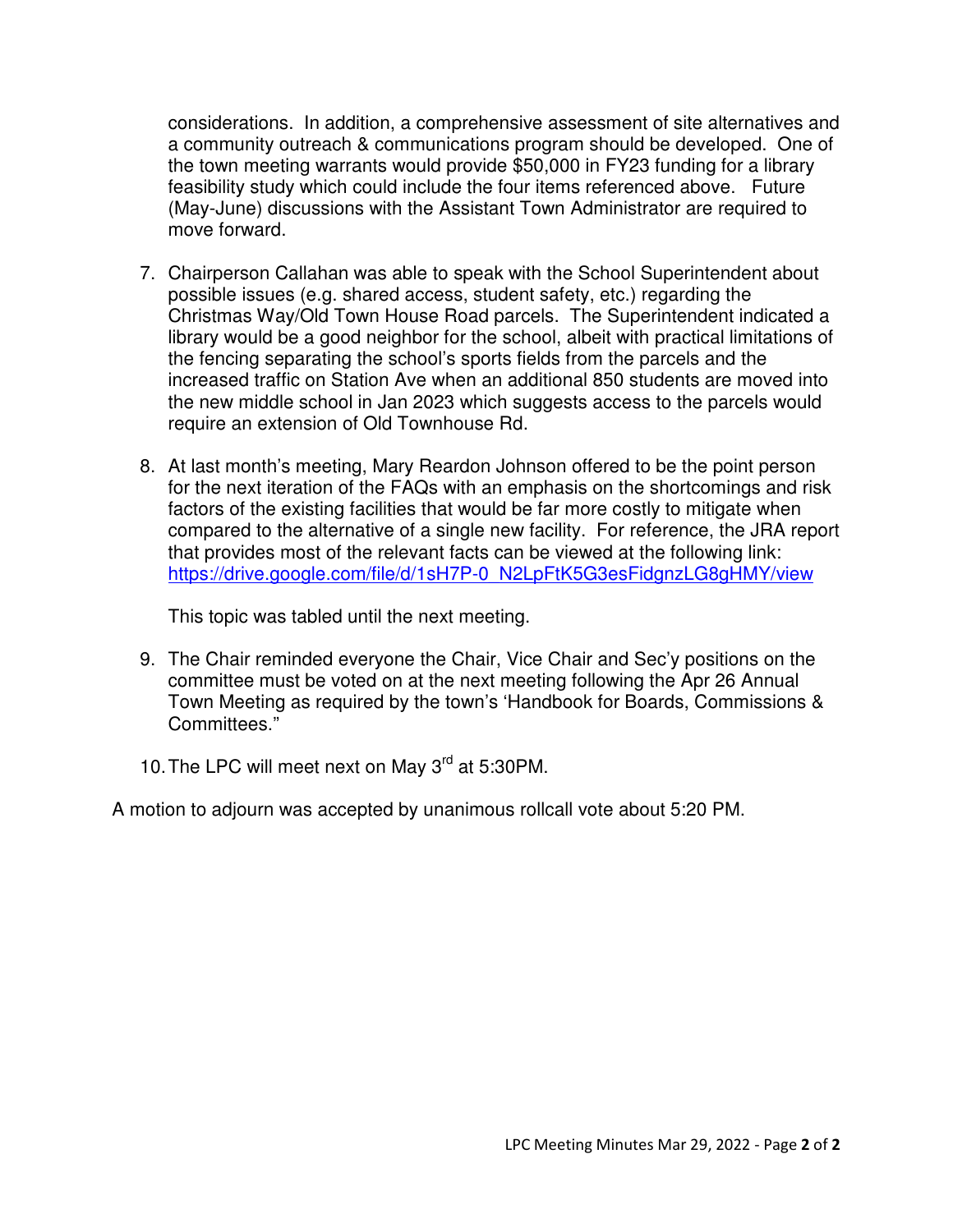considerations. In addition, a comprehensive assessment of site alternatives and a community outreach & communications program should be developed. One of the town meeting warrants would provide $50,000 in FY23 funding for a library feasibility study which could include the four items referenced above. Future (May-June) discussions with the Assistant Town Administrator are required to move forward.

7. Chairperson Callahan was able to speak with the School Superintendent about possible issues (e.g. shared access, student safety, etc.) regarding the Christmas Way/Old Town House Road parcels. The Superintendent indicated a library would be a good neighbor for the school, albeit with practical limitations of the fencing separating the school's sports fields from the parcels and the increased traffic on Station Ave when an additional 850 students are moved into the new middle school in Jan 2023 which suggests access to the parcels would require an extension of Old Townhouse Rd.

8. At last month's meeting, Mary Reardon Johnson offered to be the point person for the next iteration of the FAQs with an emphasis on the shortcomings and risk factors of the existing facilities that would be far more costly to mitigate when compared to the alternative of a single new facility. For reference, the JRA report that provides most of the relevant facts can be viewed at the following link: [https://drive.google.com/file/d/1sH7P-0_N2LpFtK5G3esFidgnzLG8gHMY/view](https://drive.google.com/file/d/1sH7P-0_N2LpFtK5G3esFidgnzLG8gHMY/view)

   This topic was tabled until the next meeting.

9. The Chair reminded everyone the Chair, Vice Chair and Sec'y positions on the committee must be voted on at the next meeting following the Apr 26 Annual Town Meeting as required by the town's 'Handbook for Boards, Commissions & Committees."

10. The LPC will meet next on May 3rd at 5:30PM.

A motion to adjourn was accepted by unanimous rollcall vote about 5:20 PM.